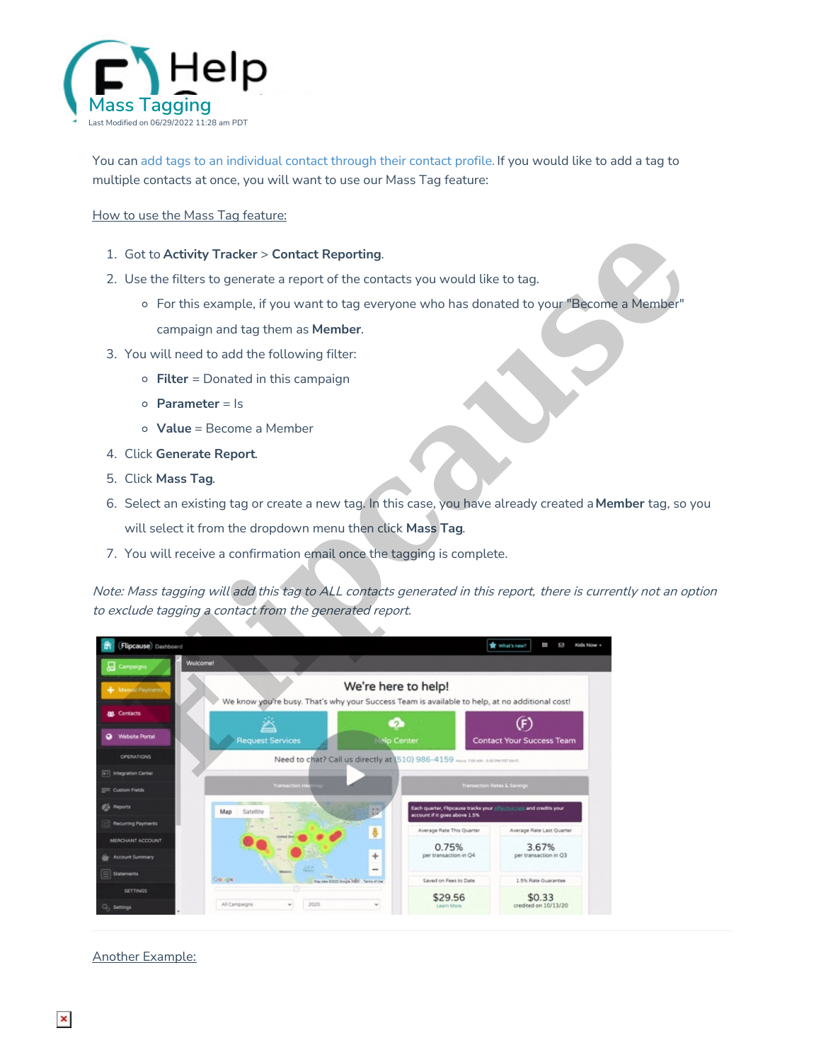# Mass Tagging

Last Modified on 06/29/2022 11:28 am PDT

You can add tags to an individual contact through their contact profile. If you would like to add a tag to multiple contacts at once, you will want to use our Mass Tag feature:

How to use the Mass Tag feature:

1. Got to **Activity Tracker** > **Contact Reporting**.
2. Use the filters to generate a report of the contacts you would like to tag.
   - For this example, if you want to tag everyone who has donated to your "Become a Member" campaign and tag them as **Member**.
3. You will need to add the following filter:
   - **Filter** = Donated in this campaign
   - **Parameter** = Is
   - **Value** = Become a Member
4. Click **Generate Report**.
5. Click **Mass Tag**.
6. Select an existing tag or create a new tag. In this case, you have already created a **Member** tag, so you will select it from the dropdown menu then click **Mass Tag**.
7. You will receive a confirmation email once the tagging is complete.

*Note: Mass tagging will add this tag to ALL contacts generated in this report, there is currently not an option to exclude tagging a contact from the generated report.*

Another Example: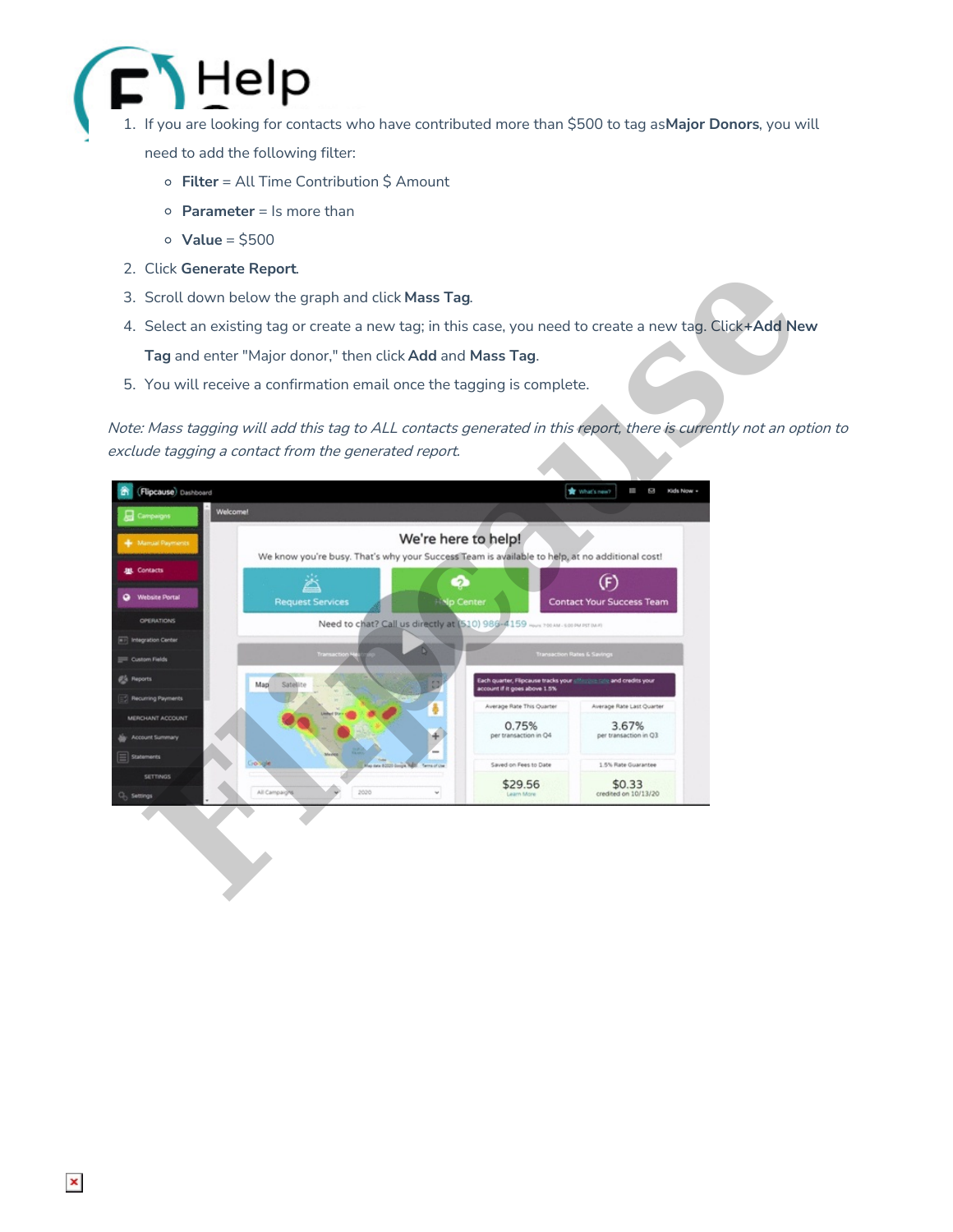1. If you are looking for contacts who have contributed more than $500 to tag as **Major Donors**, you will need to add the following filter:
   - **Filter** = All Time Contribution $ Amount
   - **Parameter** = Is more than
   - **Value** = $500
2. Click **Generate Report**.
3. Scroll down below the graph and click **Mass Tag**.
4. Select an existing tag or create a new tag; in this case, you need to create a new tag. Click **+Add New Tag** and enter "Major donor," then click **Add** and **Mass Tag**.
5. You will receive a confirmation email once the tagging is complete.

*Note: Mass tagging will add this tag to ALL contacts generated in this report, there is currently not an option to exclude tagging a contact from the generated report.*